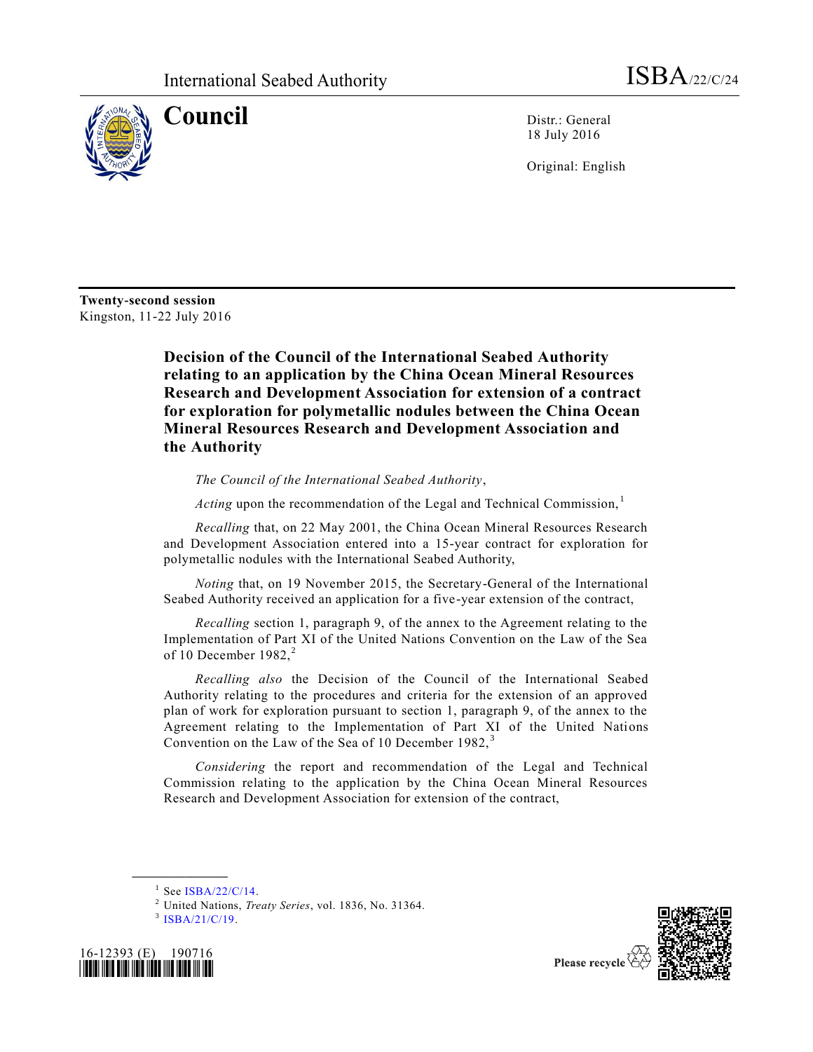International Seabed Authority ISBA/22/C/24

# Council

Distr.: General
18 July 2016

Original: English

**Twenty-second session**
Kingston, 11-22 July 2016

## Decision of the Council of the International Seabed Authority relating to an application by the China Ocean Mineral Resources Research and Development Association for extension of a contract for exploration for polymetallic nodules between the China Ocean Mineral Resources Research and Development Association and the Authority

*The Council of the International Seabed Authority*,

*Acting* upon the recommendation of the Legal and Technical Commission,[1]

*Recalling* that, on 22 May 2001, the China Ocean Mineral Resources Research and Development Association entered into a 15-year contract for exploration for polymetallic nodules with the International Seabed Authority,

*Noting* that, on 19 November 2015, the Secretary-General of the International Seabed Authority received an application for a five-year extension of the contract,

*Recalling* section 1, paragraph 9, of the annex to the Agreement relating to the Implementation of Part XI of the United Nations Convention on the Law of the Sea of 10 December 1982,[2]

*Recalling also* the Decision of the Council of the International Seabed Authority relating to the procedures and criteria for the extension of an approved plan of work for exploration pursuant to section 1, paragraph 9, of the annex to the Agreement relating to the Implementation of Part XI of the United Nations Convention on the Law of the Sea of 10 December 1982,[3]

*Considering* the report and recommendation of the Legal and Technical Commission relating to the application by the China Ocean Mineral Resources Research and Development Association for extension of the contract,

---

[1] See ISBA/22/C/14.

[2] United Nations, *Treaty Series*, vol. 1836, No. 31364.

[3] ISBA/21/C/19.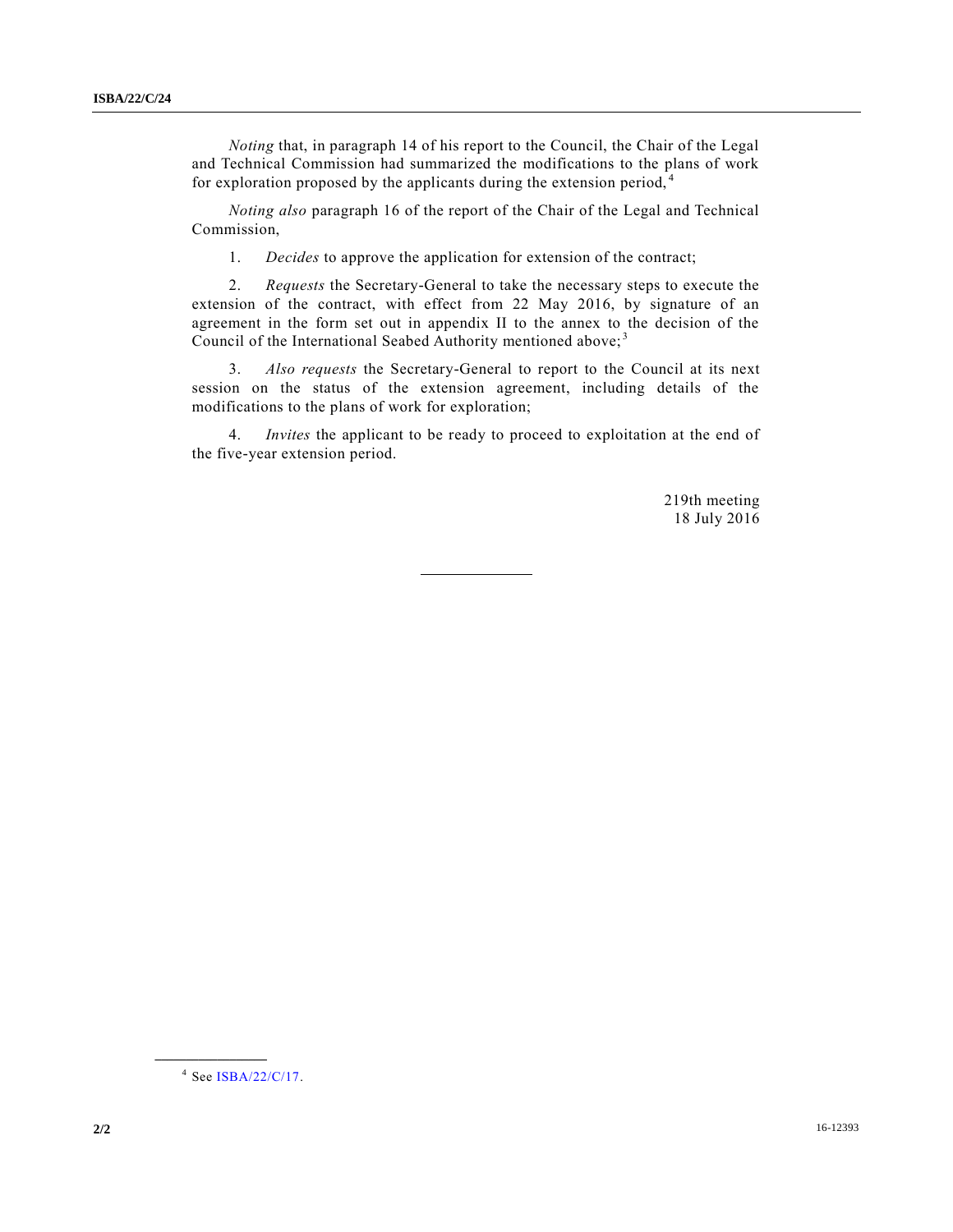*Noting* that, in paragraph 14 of his report to the Council, the Chair of the Legal and Technical Commission had summarized the modifications to the plans of work for exploration proposed by the applicants during the extension period,[4]

*Noting also* paragraph 16 of the report of the Chair of the Legal and Technical Commission,

1. *Decides* to approve the application for extension of the contract;

2. *Requests* the Secretary-General to take the necessary steps to execute the extension of the contract, with effect from 22 May 2016, by signature of an agreement in the form set out in appendix II to the annex to the decision of the Council of the International Seabed Authority mentioned above;[3]

3. *Also requests* the Secretary-General to report to the Council at its next session on the status of the extension agreement, including details of the modifications to the plans of work for exploration;

4. *Invites* the applicant to be ready to proceed to exploitation at the end of the five-year extension period.

219th meeting
18 July 2016

---

[4] See ISBA/22/C/17.